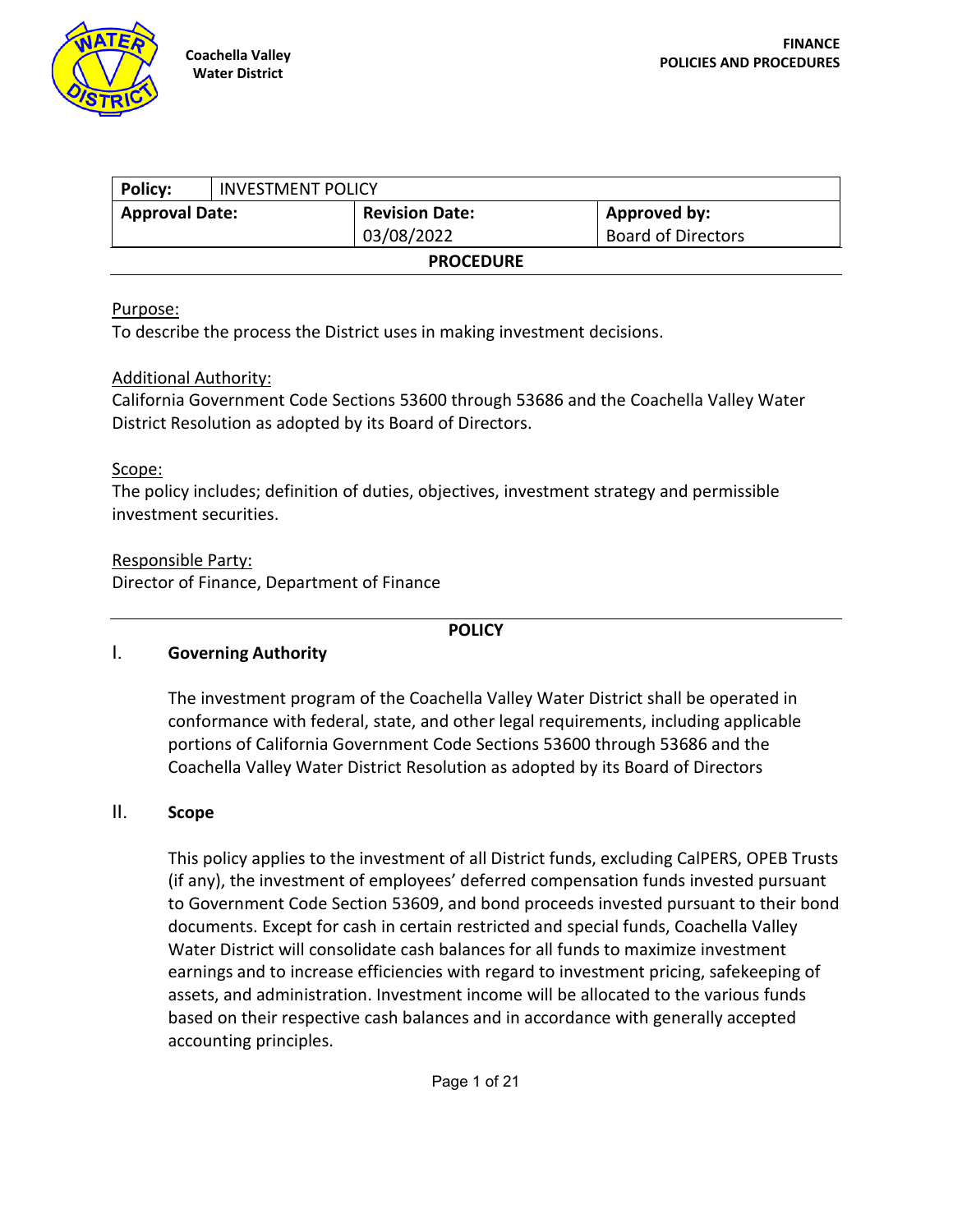Coachella Valley Water District

FINANCE
POLICIES AND PROCEDURES

| Policy: | INVESTMENT POLICY | |
|---|---|---|
| **Approval Date:** | **Revision Date:** 03/08/2022 | **Approved by:** Board of Directors |

**PROCEDURE**

Purpose:
To describe the process the District uses in making investment decisions.

Additional Authority:
California Government Code Sections 53600 through 53686 and the Coachella Valley Water District Resolution as adopted by its Board of Directors.

Scope:
The policy includes; definition of duties, objectives, investment strategy and permissible investment securities.

Responsible Party:
Director of Finance, Department of Finance

**POLICY**

## I. Governing Authority

The investment program of the Coachella Valley Water District shall be operated in conformance with federal, state, and other legal requirements, including applicable portions of California Government Code Sections 53600 through 53686 and the Coachella Valley Water District Resolution as adopted by its Board of Directors

## II. Scope

This policy applies to the investment of all District funds, excluding CalPERS, OPEB Trusts (if any), the investment of employees' deferred compensation funds invested pursuant to Government Code Section 53609, and bond proceeds invested pursuant to their bond documents. Except for cash in certain restricted and special funds, Coachella Valley Water District will consolidate cash balances for all funds to maximize investment earnings and to increase efficiencies with regard to investment pricing, safekeeping of assets, and administration. Investment income will be allocated to the various funds based on their respective cash balances and in accordance with generally accepted accounting principles.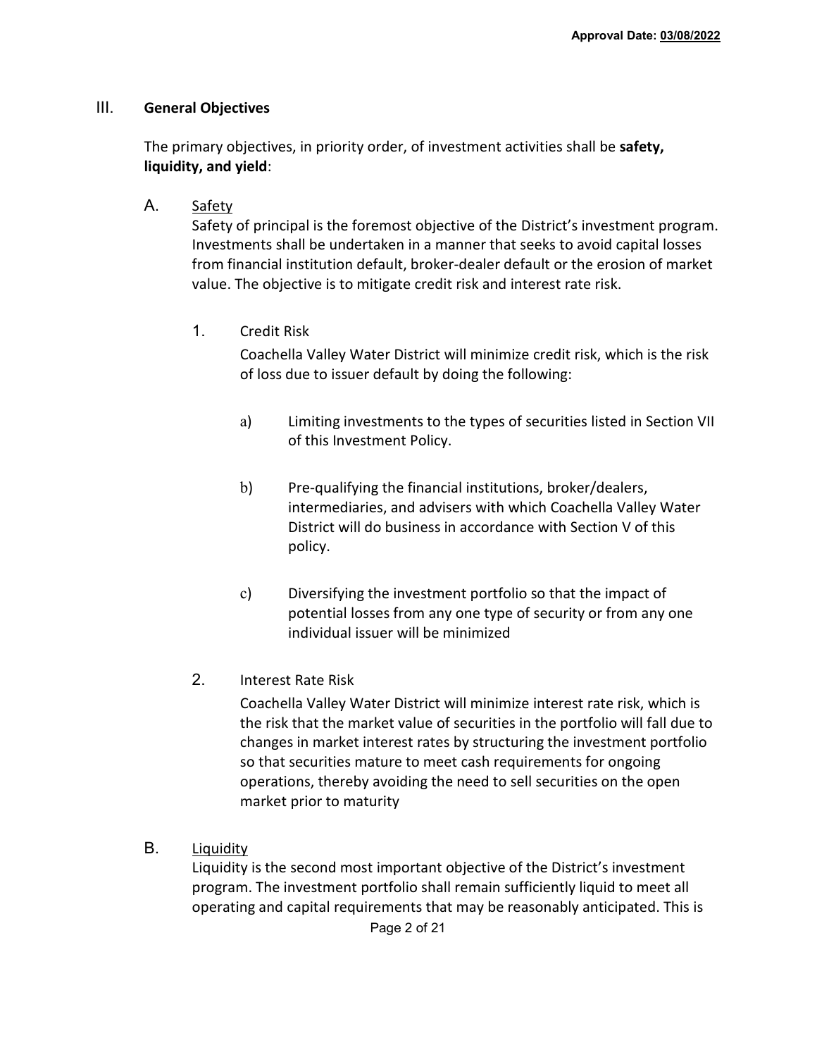## III. General Objectives

The primary objectives, in priority order, of investment activities shall be **safety, liquidity, and yield**:

### A. Safety

Safety of principal is the foremost objective of the District's investment program. Investments shall be undertaken in a manner that seeks to avoid capital losses from financial institution default, broker-dealer default or the erosion of market value. The objective is to mitigate credit risk and interest rate risk.

1. Credit Risk

   Coachella Valley Water District will minimize credit risk, which is the risk of loss due to issuer default by doing the following:

   a) Limiting investments to the types of securities listed in Section VII of this Investment Policy.

   b) Pre-qualifying the financial institutions, broker/dealers, intermediaries, and advisers with which Coachella Valley Water District will do business in accordance with Section V of this policy.

   c) Diversifying the investment portfolio so that the impact of potential losses from any one type of security or from any one individual issuer will be minimized

2. Interest Rate Risk

   Coachella Valley Water District will minimize interest rate risk, which is the risk that the market value of securities in the portfolio will fall due to changes in market interest rates by structuring the investment portfolio so that securities mature to meet cash requirements for ongoing operations, thereby avoiding the need to sell securities on the open market prior to maturity

### B. Liquidity

Liquidity is the second most important objective of the District's investment program. The investment portfolio shall remain sufficiently liquid to meet all operating and capital requirements that may be reasonably anticipated. This is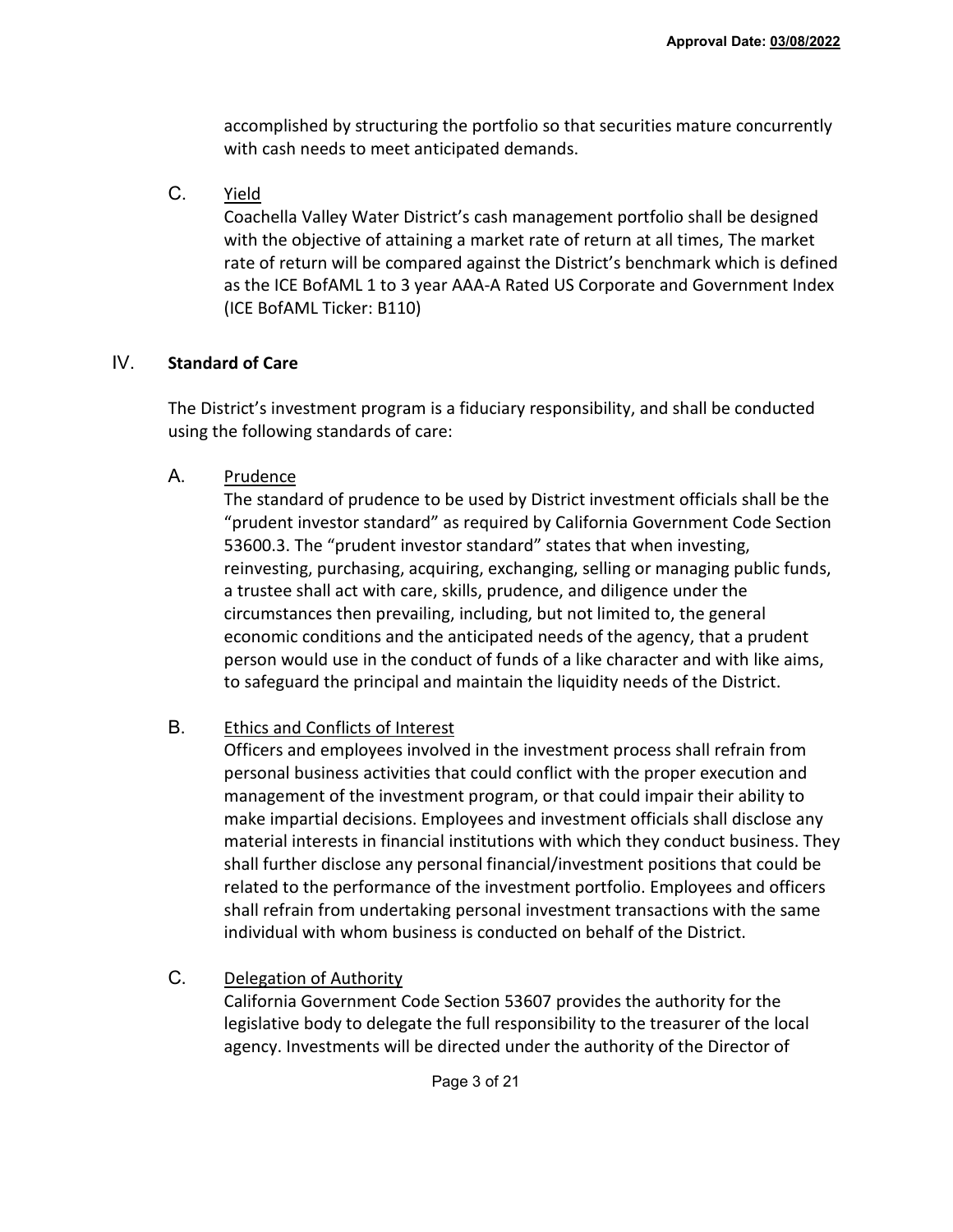accomplished by structuring the portfolio so that securities mature concurrently with cash needs to meet anticipated demands.

C. Yield

Coachella Valley Water District's cash management portfolio shall be designed with the objective of attaining a market rate of return at all times, The market rate of return will be compared against the District's benchmark which is defined as the ICE BofAML 1 to 3 year AAA-A Rated US Corporate and Government Index (ICE BofAML Ticker: B110)

## IV. Standard of Care

The District's investment program is a fiduciary responsibility, and shall be conducted using the following standards of care:

A. Prudence

The standard of prudence to be used by District investment officials shall be the "prudent investor standard" as required by California Government Code Section 53600.3. The "prudent investor standard" states that when investing, reinvesting, purchasing, acquiring, exchanging, selling or managing public funds, a trustee shall act with care, skills, prudence, and diligence under the circumstances then prevailing, including, but not limited to, the general economic conditions and the anticipated needs of the agency, that a prudent person would use in the conduct of funds of a like character and with like aims, to safeguard the principal and maintain the liquidity needs of the District.

B. Ethics and Conflicts of Interest

Officers and employees involved in the investment process shall refrain from personal business activities that could conflict with the proper execution and management of the investment program, or that could impair their ability to make impartial decisions. Employees and investment officials shall disclose any material interests in financial institutions with which they conduct business. They shall further disclose any personal financial/investment positions that could be related to the performance of the investment portfolio. Employees and officers shall refrain from undertaking personal investment transactions with the same individual with whom business is conducted on behalf of the District.

C. Delegation of Authority

California Government Code Section 53607 provides the authority for the legislative body to delegate the full responsibility to the treasurer of the local agency. Investments will be directed under the authority of the Director of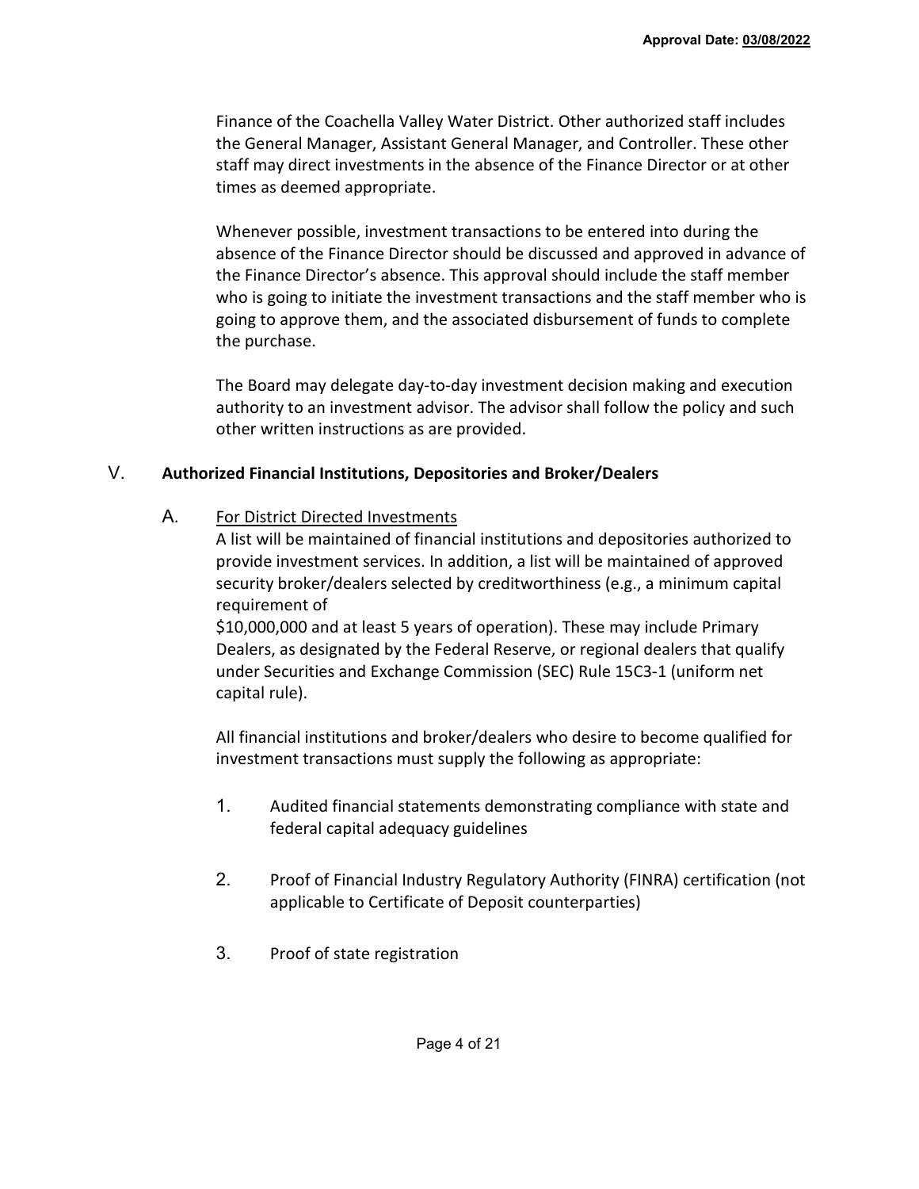Finance of the Coachella Valley Water District. Other authorized staff includes the General Manager, Assistant General Manager, and Controller. These other staff may direct investments in the absence of the Finance Director or at other times as deemed appropriate.

Whenever possible, investment transactions to be entered into during the absence of the Finance Director should be discussed and approved in advance of the Finance Director's absence. This approval should include the staff member who is going to initiate the investment transactions and the staff member who is going to approve them, and the associated disbursement of funds to complete the purchase.

The Board may delegate day-to-day investment decision making and execution authority to an investment advisor. The advisor shall follow the policy and such other written instructions as are provided.

## V. Authorized Financial Institutions, Depositories and Broker/Dealers

### A. For District Directed Investments

A list will be maintained of financial institutions and depositories authorized to provide investment services. In addition, a list will be maintained of approved security broker/dealers selected by creditworthiness (e.g., a minimum capital requirement of
$10,000,000 and at least 5 years of operation). These may include Primary Dealers, as designated by the Federal Reserve, or regional dealers that qualify under Securities and Exchange Commission (SEC) Rule 15C3-1 (uniform net capital rule).

All financial institutions and broker/dealers who desire to become qualified for investment transactions must supply the following as appropriate:

1. Audited financial statements demonstrating compliance with state and federal capital adequacy guidelines
2. Proof of Financial Industry Regulatory Authority (FINRA) certification (not applicable to Certificate of Deposit counterparties)
3. Proof of state registration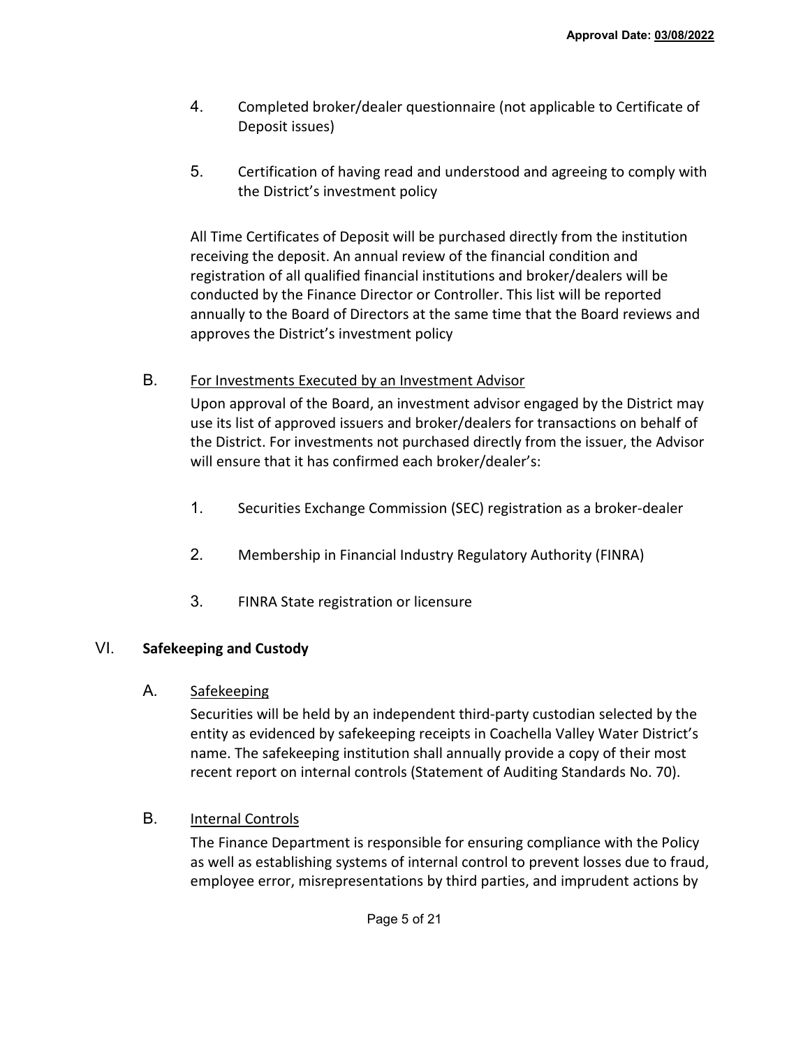4. Completed broker/dealer questionnaire (not applicable to Certificate of Deposit issues)

5. Certification of having read and understood and agreeing to comply with the District's investment policy

All Time Certificates of Deposit will be purchased directly from the institution receiving the deposit. An annual review of the financial condition and registration of all qualified financial institutions and broker/dealers will be conducted by the Finance Director or Controller. This list will be reported annually to the Board of Directors at the same time that the Board reviews and approves the District's investment policy

B. For Investments Executed by an Investment Advisor

Upon approval of the Board, an investment advisor engaged by the District may use its list of approved issuers and broker/dealers for transactions on behalf of the District. For investments not purchased directly from the issuer, the Advisor will ensure that it has confirmed each broker/dealer's:

1. Securities Exchange Commission (SEC) registration as a broker-dealer

2. Membership in Financial Industry Regulatory Authority (FINRA)

3. FINRA State registration or licensure

## VI. **Safekeeping and Custody**

A. Safekeeping

Securities will be held by an independent third-party custodian selected by the entity as evidenced by safekeeping receipts in Coachella Valley Water District's name. The safekeeping institution shall annually provide a copy of their most recent report on internal controls (Statement of Auditing Standards No. 70).

B. Internal Controls

The Finance Department is responsible for ensuring compliance with the Policy as well as establishing systems of internal control to prevent losses due to fraud, employee error, misrepresentations by third parties, and imprudent actions by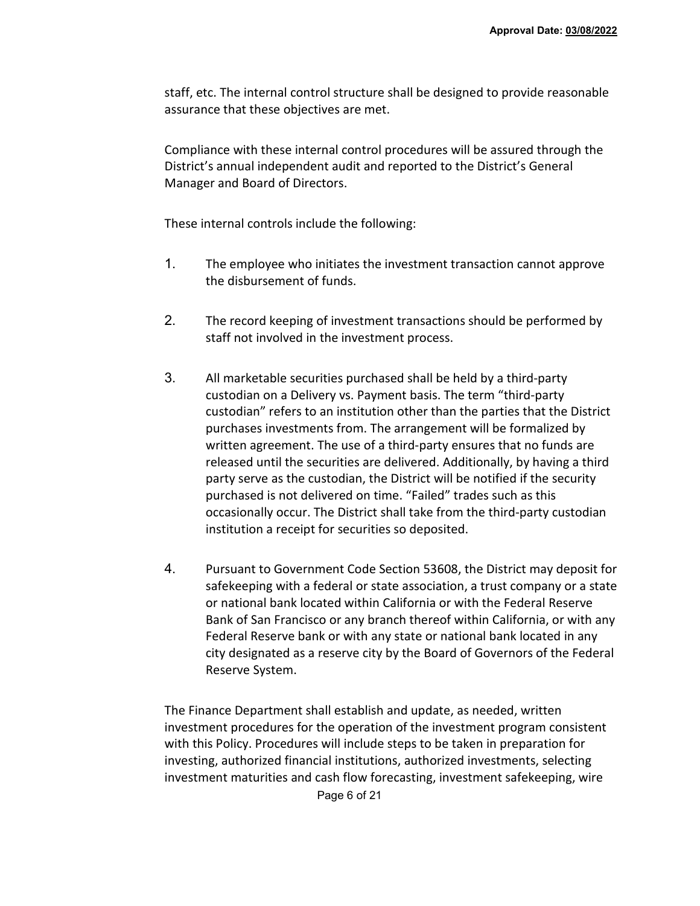staff, etc. The internal control structure shall be designed to provide reasonable assurance that these objectives are met.

Compliance with these internal control procedures will be assured through the District's annual independent audit and reported to the District's General Manager and Board of Directors.

These internal controls include the following:

1. The employee who initiates the investment transaction cannot approve the disbursement of funds.

2. The record keeping of investment transactions should be performed by staff not involved in the investment process.

3. All marketable securities purchased shall be held by a third-party custodian on a Delivery vs. Payment basis. The term "third-party custodian" refers to an institution other than the parties that the District purchases investments from. The arrangement will be formalized by written agreement. The use of a third-party ensures that no funds are released until the securities are delivered. Additionally, by having a third party serve as the custodian, the District will be notified if the security purchased is not delivered on time. "Failed" trades such as this occasionally occur. The District shall take from the third-party custodian institution a receipt for securities so deposited.

4. Pursuant to Government Code Section 53608, the District may deposit for safekeeping with a federal or state association, a trust company or a state or national bank located within California or with the Federal Reserve Bank of San Francisco or any branch thereof within California, or with any Federal Reserve bank or with any state or national bank located in any city designated as a reserve city by the Board of Governors of the Federal Reserve System.

The Finance Department shall establish and update, as needed, written investment procedures for the operation of the investment program consistent with this Policy. Procedures will include steps to be taken in preparation for investing, authorized financial institutions, authorized investments, selecting investment maturities and cash flow forecasting, investment safekeeping, wire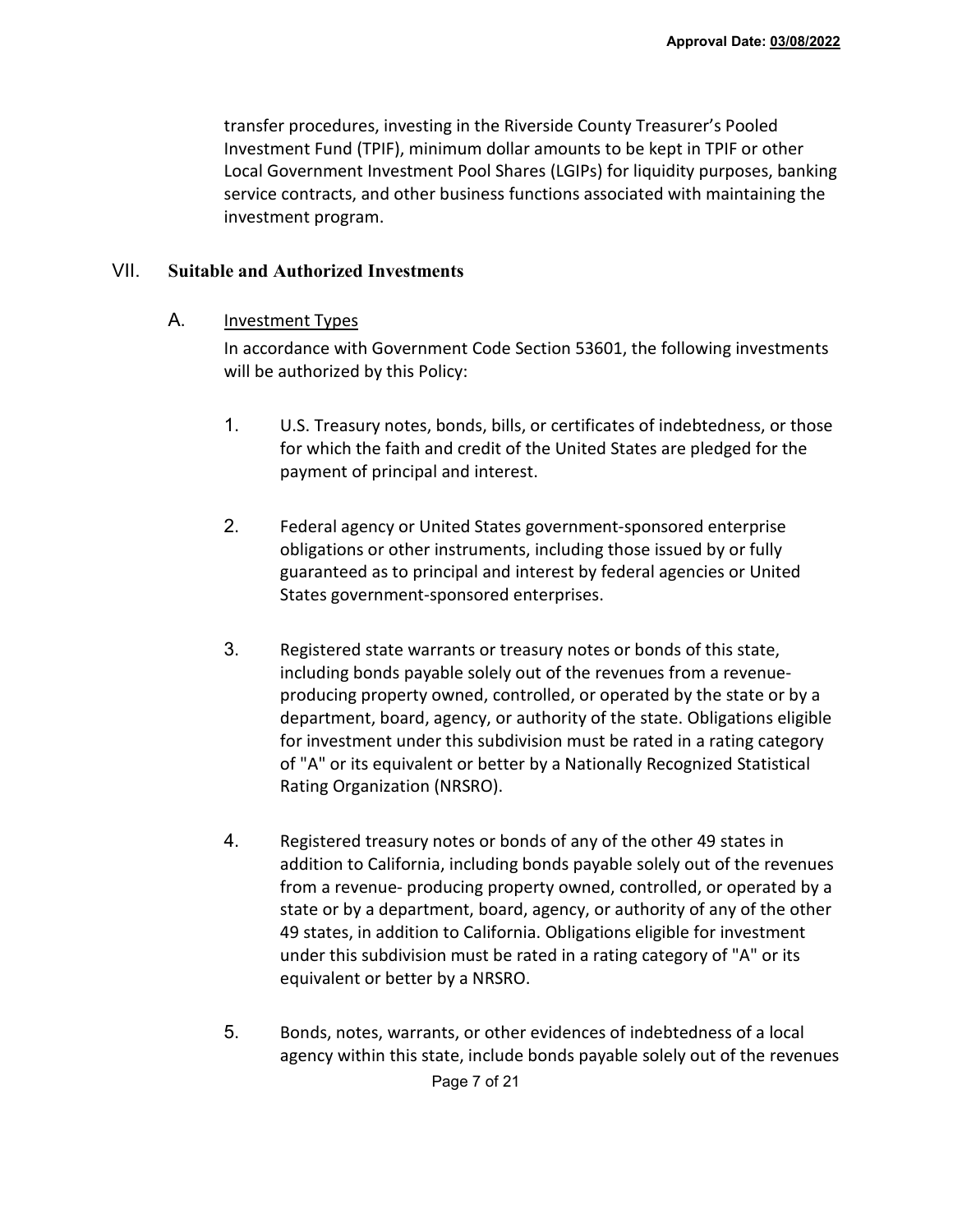transfer procedures, investing in the Riverside County Treasurer's Pooled Investment Fund (TPIF), minimum dollar amounts to be kept in TPIF or other Local Government Investment Pool Shares (LGIPs) for liquidity purposes, banking service contracts, and other business functions associated with maintaining the investment program.

## VII. Suitable and Authorized Investments

### A. Investment Types

In accordance with Government Code Section 53601, the following investments will be authorized by this Policy:

1. U.S. Treasury notes, bonds, bills, or certificates of indebtedness, or those for which the faith and credit of the United States are pledged for the payment of principal and interest.

2. Federal agency or United States government-sponsored enterprise obligations or other instruments, including those issued by or fully guaranteed as to principal and interest by federal agencies or United States government-sponsored enterprises.

3. Registered state warrants or treasury notes or bonds of this state, including bonds payable solely out of the revenues from a revenue-producing property owned, controlled, or operated by the state or by a department, board, agency, or authority of the state. Obligations eligible for investment under this subdivision must be rated in a rating category of "A" or its equivalent or better by a Nationally Recognized Statistical Rating Organization (NRSRO).

4. Registered treasury notes or bonds of any of the other 49 states in addition to California, including bonds payable solely out of the revenues from a revenue- producing property owned, controlled, or operated by a state or by a department, board, agency, or authority of any of the other 49 states, in addition to California. Obligations eligible for investment under this subdivision must be rated in a rating category of "A" or its equivalent or better by a NRSRO.

5. Bonds, notes, warrants, or other evidences of indebtedness of a local agency within this state, include bonds payable solely out of the revenues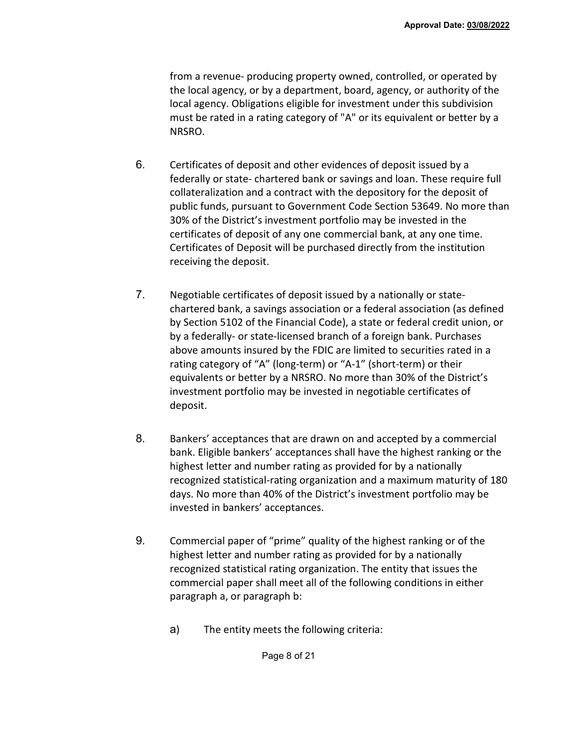from a revenue- producing property owned, controlled, or operated by the local agency, or by a department, board, agency, or authority of the local agency. Obligations eligible for investment under this subdivision must be rated in a rating category of "A" or its equivalent or better by a NRSRO.

6. Certificates of deposit and other evidences of deposit issued by a federally or state- chartered bank or savings and loan. These require full collateralization and a contract with the depository for the deposit of public funds, pursuant to Government Code Section 53649. No more than 30% of the District's investment portfolio may be invested in the certificates of deposit of any one commercial bank, at any one time. Certificates of Deposit will be purchased directly from the institution receiving the deposit.

7. Negotiable certificates of deposit issued by a nationally or state-chartered bank, a savings association or a federal association (as defined by Section 5102 of the Financial Code), a state or federal credit union, or by a federally- or state-licensed branch of a foreign bank. Purchases above amounts insured by the FDIC are limited to securities rated in a rating category of "A" (long-term) or "A-1" (short-term) or their equivalents or better by a NRSRO. No more than 30% of the District's investment portfolio may be invested in negotiable certificates of deposit.

8. Bankers' acceptances that are drawn on and accepted by a commercial bank. Eligible bankers' acceptances shall have the highest ranking or the highest letter and number rating as provided for by a nationally recognized statistical-rating organization and a maximum maturity of 180 days. No more than 40% of the District's investment portfolio may be invested in bankers' acceptances.

9. Commercial paper of "prime" quality of the highest ranking or of the highest letter and number rating as provided for by a nationally recognized statistical rating organization. The entity that issues the commercial paper shall meet all of the following conditions in either paragraph a, or paragraph b:

   a) The entity meets the following criteria: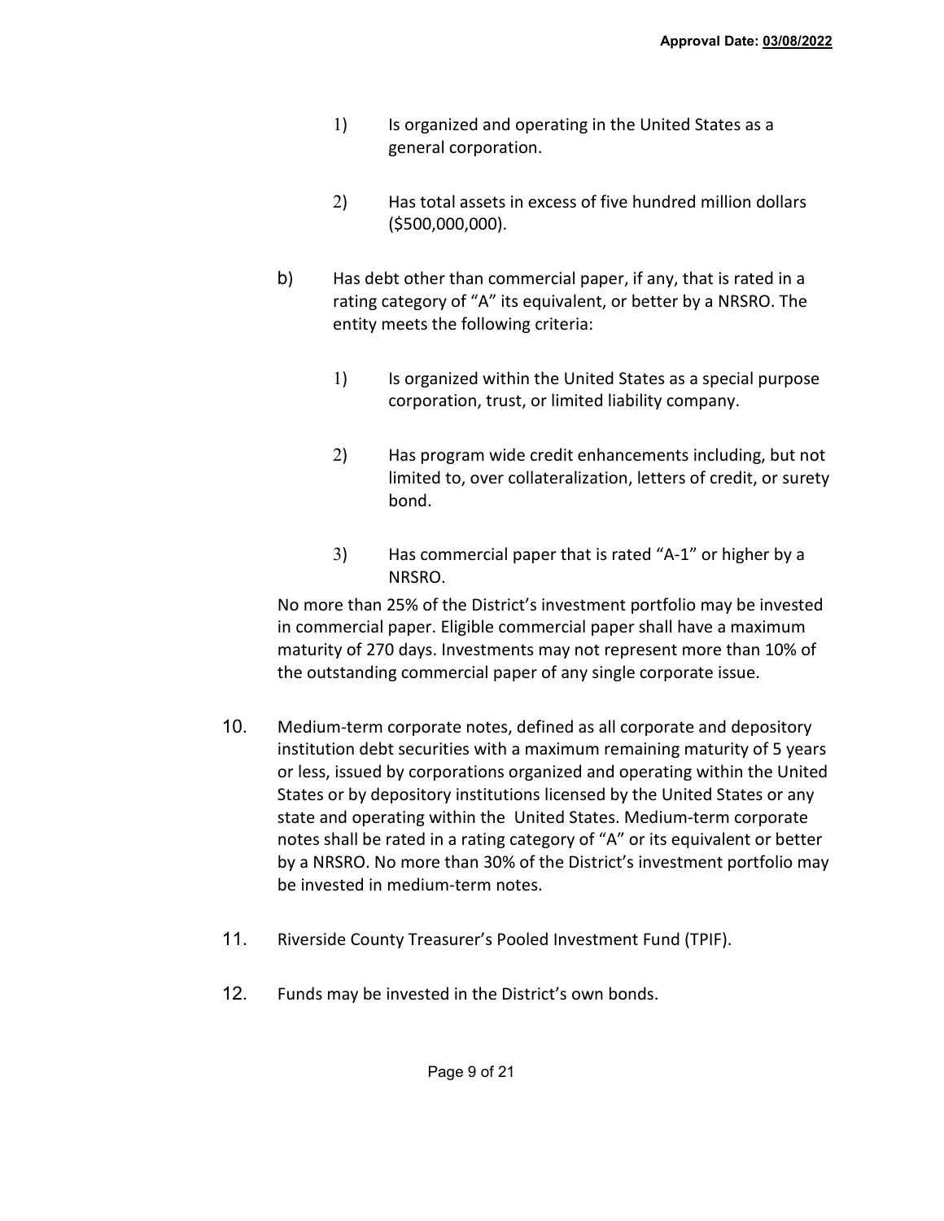1) Is organized and operating in the United States as a general corporation.

2) Has total assets in excess of five hundred million dollars ($500,000,000).

b) Has debt other than commercial paper, if any, that is rated in a rating category of "A" its equivalent, or better by a NRSRO. The entity meets the following criteria:

1) Is organized within the United States as a special purpose corporation, trust, or limited liability company.

2) Has program wide credit enhancements including, but not limited to, over collateralization, letters of credit, or surety bond.

3) Has commercial paper that is rated "A-1" or higher by a NRSRO.

No more than 25% of the District's investment portfolio may be invested in commercial paper. Eligible commercial paper shall have a maximum maturity of 270 days. Investments may not represent more than 10% of the outstanding commercial paper of any single corporate issue.

10. Medium-term corporate notes, defined as all corporate and depository institution debt securities with a maximum remaining maturity of 5 years or less, issued by corporations organized and operating within the United States or by depository institutions licensed by the United States or any state and operating within the United States. Medium-term corporate notes shall be rated in a rating category of "A" or its equivalent or better by a NRSRO. No more than 30% of the District's investment portfolio may be invested in medium-term notes.

11. Riverside County Treasurer's Pooled Investment Fund (TPIF).

12. Funds may be invested in the District's own bonds.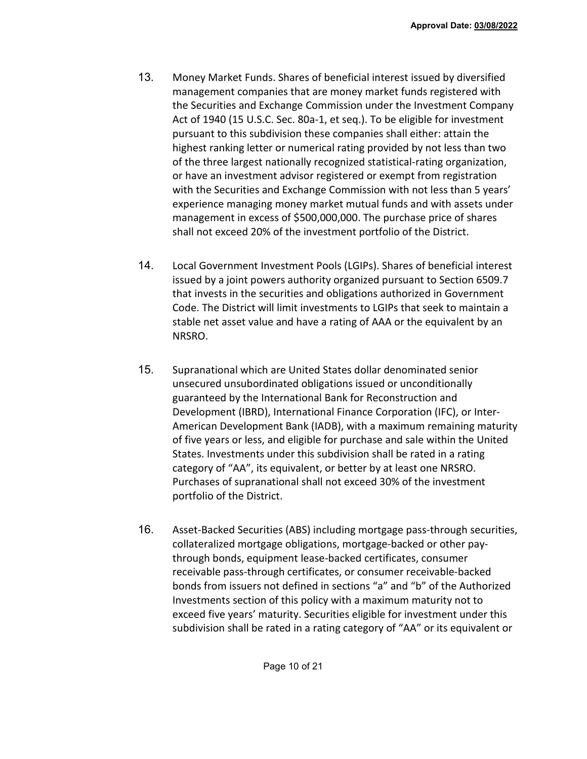13. Money Market Funds. Shares of beneficial interest issued by diversified management companies that are money market funds registered with the Securities and Exchange Commission under the Investment Company Act of 1940 (15 U.S.C. Sec. 80a-1, et seq.). To be eligible for investment pursuant to this subdivision these companies shall either: attain the highest ranking letter or numerical rating provided by not less than two of the three largest nationally recognized statistical-rating organization, or have an investment advisor registered or exempt from registration with the Securities and Exchange Commission with not less than 5 years' experience managing money market mutual funds and with assets under management in excess of $500,000,000. The purchase price of shares shall not exceed 20% of the investment portfolio of the District.

14. Local Government Investment Pools (LGIPs). Shares of beneficial interest issued by a joint powers authority organized pursuant to Section 6509.7 that invests in the securities and obligations authorized in Government Code. The District will limit investments to LGIPs that seek to maintain a stable net asset value and have a rating of AAA or the equivalent by an NRSRO.

15. Supranational which are United States dollar denominated senior unsecured unsubordinated obligations issued or unconditionally guaranteed by the International Bank for Reconstruction and Development (IBRD), International Finance Corporation (IFC), or Inter-American Development Bank (IADB), with a maximum remaining maturity of five years or less, and eligible for purchase and sale within the United States. Investments under this subdivision shall be rated in a rating category of "AA", its equivalent, or better by at least one NRSRO. Purchases of supranational shall not exceed 30% of the investment portfolio of the District.

16. Asset-Backed Securities (ABS) including mortgage pass-through securities, collateralized mortgage obligations, mortgage-backed or other pay-through bonds, equipment lease-backed certificates, consumer receivable pass-through certificates, or consumer receivable-backed bonds from issuers not defined in sections "a" and "b" of the Authorized Investments section of this policy with a maximum maturity not to exceed five years' maturity. Securities eligible for investment under this subdivision shall be rated in a rating category of "AA" or its equivalent or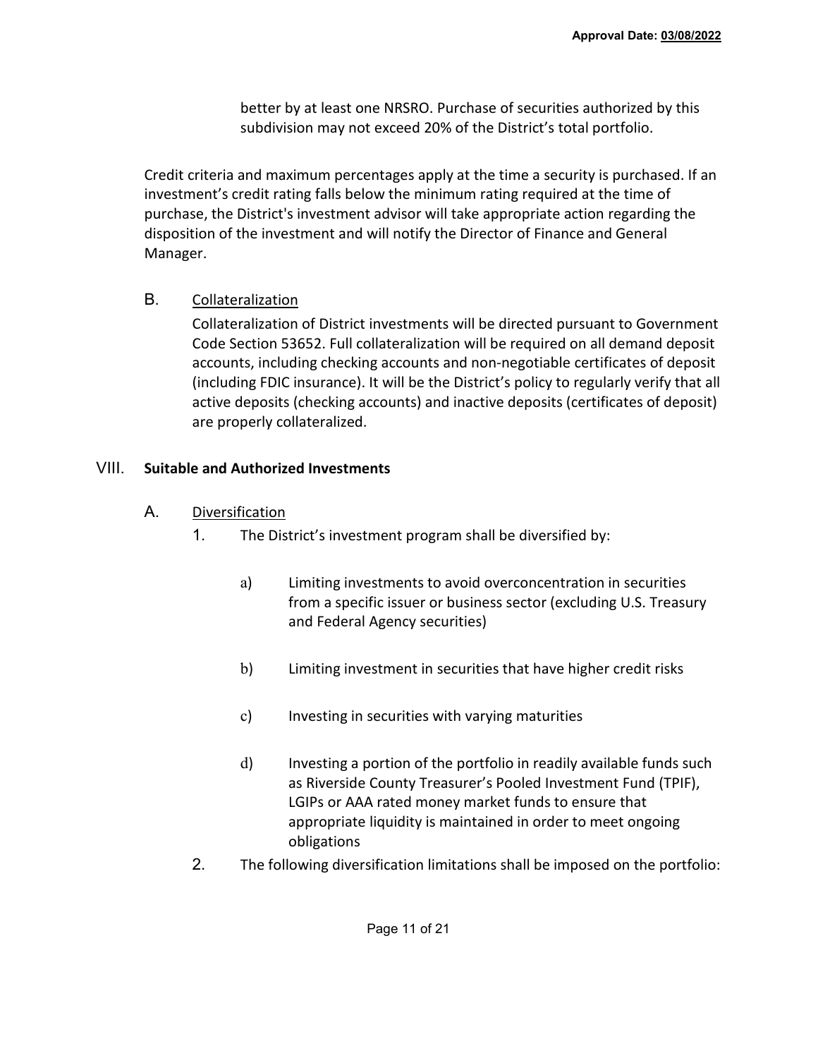better by at least one NRSRO. Purchase of securities authorized by this subdivision may not exceed 20% of the District's total portfolio.

Credit criteria and maximum percentages apply at the time a security is purchased. If an investment's credit rating falls below the minimum rating required at the time of purchase, the District's investment advisor will take appropriate action regarding the disposition of the investment and will notify the Director of Finance and General Manager.

### B. Collateralization

Collateralization of District investments will be directed pursuant to Government Code Section 53652. Full collateralization will be required on all demand deposit accounts, including checking accounts and non-negotiable certificates of deposit (including FDIC insurance). It will be the District's policy to regularly verify that all active deposits (checking accounts) and inactive deposits (certificates of deposit) are properly collateralized.

## VIII. Suitable and Authorized Investments

### A. Diversification

1. The District's investment program shall be diversified by:

   a) Limiting investments to avoid overconcentration in securities from a specific issuer or business sector (excluding U.S. Treasury and Federal Agency securities)

   b) Limiting investment in securities that have higher credit risks

   c) Investing in securities with varying maturities

   d) Investing a portion of the portfolio in readily available funds such as Riverside County Treasurer's Pooled Investment Fund (TPIF), LGIPs or AAA rated money market funds to ensure that appropriate liquidity is maintained in order to meet ongoing obligations

2. The following diversification limitations shall be imposed on the portfolio: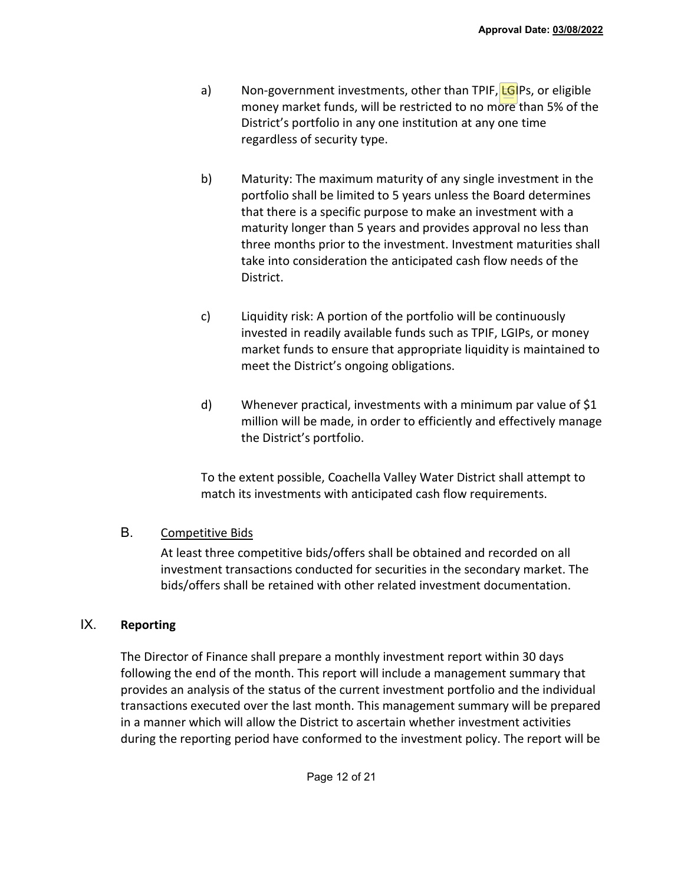a) Non-government investments, other than TPIF, LGIPs, or eligible money market funds, will be restricted to no more than 5% of the District's portfolio in any one institution at any one time regardless of security type.

b) Maturity: The maximum maturity of any single investment in the portfolio shall be limited to 5 years unless the Board determines that there is a specific purpose to make an investment with a maturity longer than 5 years and provides approval no less than three months prior to the investment. Investment maturities shall take into consideration the anticipated cash flow needs of the District.

c) Liquidity risk: A portion of the portfolio will be continuously invested in readily available funds such as TPIF, LGIPs, or money market funds to ensure that appropriate liquidity is maintained to meet the District's ongoing obligations.

d) Whenever practical, investments with a minimum par value of $1 million will be made, in order to efficiently and effectively manage the District's portfolio.

To the extent possible, Coachella Valley Water District shall attempt to match its investments with anticipated cash flow requirements.

### B. Competitive Bids

At least three competitive bids/offers shall be obtained and recorded on all investment transactions conducted for securities in the secondary market. The bids/offers shall be retained with other related investment documentation.

## IX. Reporting

The Director of Finance shall prepare a monthly investment report within 30 days following the end of the month. This report will include a management summary that provides an analysis of the status of the current investment portfolio and the individual transactions executed over the last month. This management summary will be prepared in a manner which will allow the District to ascertain whether investment activities during the reporting period have conformed to the investment policy. The report will be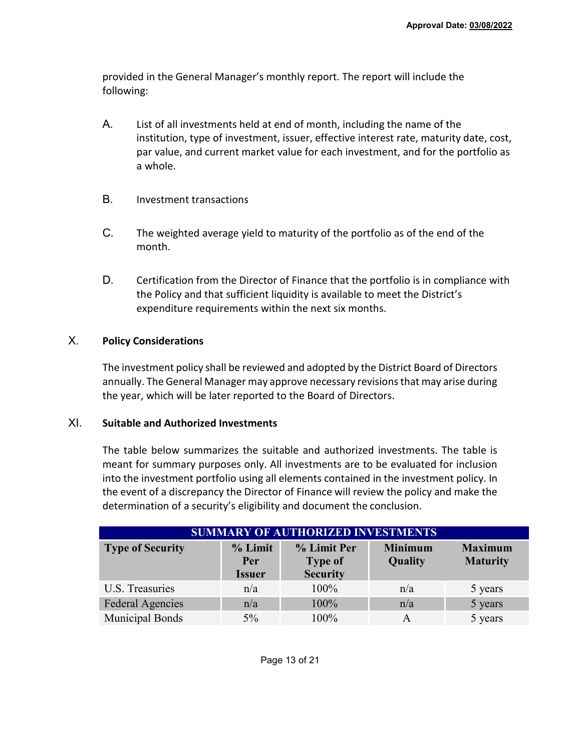provided in the General Manager's monthly report. The report will include the following:

A. List of all investments held at end of month, including the name of the institution, type of investment, issuer, effective interest rate, maturity date, cost, par value, and current market value for each investment, and for the portfolio as a whole.

B. Investment transactions

C. The weighted average yield to maturity of the portfolio as of the end of the month.

D. Certification from the Director of Finance that the portfolio is in compliance with the Policy and that sufficient liquidity is available to meet the District's expenditure requirements within the next six months.

## X. Policy Considerations

The investment policy shall be reviewed and adopted by the District Board of Directors annually. The General Manager may approve necessary revisions that may arise during the year, which will be later reported to the Board of Directors.

## XI. Suitable and Authorized Investments

The table below summarizes the suitable and authorized investments. The table is meant for summary purposes only. All investments are to be evaluated for inclusion into the investment portfolio using all elements contained in the investment policy. In the event of a discrepancy the Director of Finance will review the policy and make the determination of a security's eligibility and document the conclusion.

| SUMMARY OF AUTHORIZED INVESTMENTS | | | | |
|---|---|---|---|---|
| **Type of Security** | **% Limit Per Issuer** | **% Limit Per Type of Security** | **Minimum Quality** | **Maximum Maturity** |
| U.S. Treasuries | n/a | 100% | n/a | 5 years |
| Federal Agencies | n/a | 100% | n/a | 5 years |
| Municipal Bonds | 5% | 100% | A | 5 years |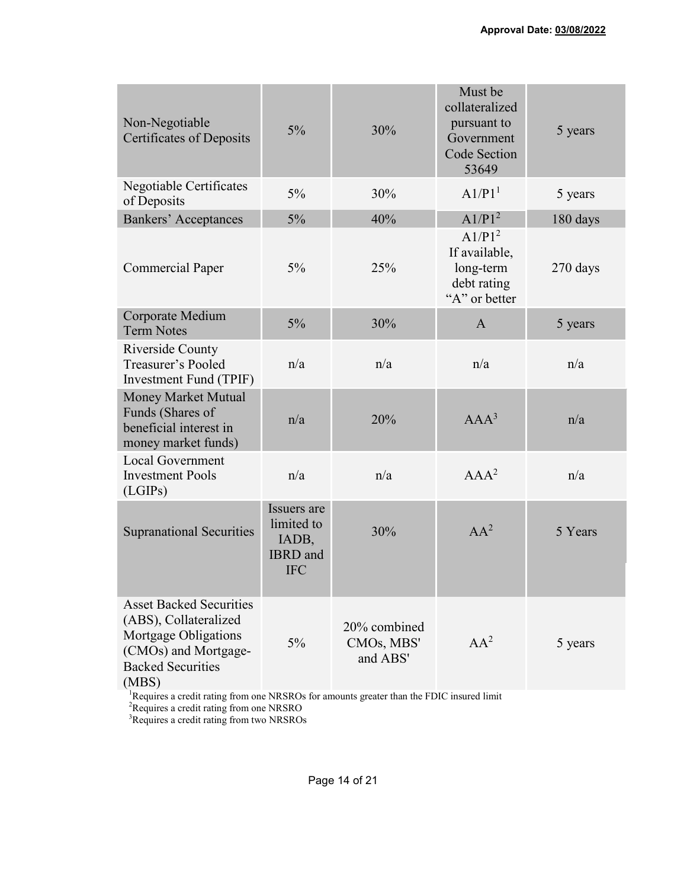Approval Date: 03/08/2022

| | | | | |
|---|---|---|---|---|
| Non-Negotiable Certificates of Deposits | 5% | 30% | Must be collateralized pursuant to Government Code Section 53649 | 5 years |
| Negotiable Certificates of Deposits | 5% | 30% | A1/P1[1] | 5 years |
| Bankers' Acceptances | 5% | 40% | A1/P1[2] | 180 days |
| Commercial Paper | 5% | 25% | A1/P1[2] If available, long-term debt rating "A" or better | 270 days |
| Corporate Medium Term Notes | 5% | 30% | A | 5 years |
| Riverside County Treasurer's Pooled Investment Fund (TPIF) | n/a | n/a | n/a | n/a |
| Money Market Mutual Funds (Shares of beneficial interest in money market funds) | n/a | 20% | AAA[3] | n/a |
| Local Government Investment Pools (LGIPs) | n/a | n/a | AAA[2] | n/a |
| Supranational Securities | Issuers are limited to IADB, IBRD and IFC | 30% | AA[2] | 5 Years |
| Asset Backed Securities (ABS), Collateralized Mortgage Obligations (CMOs) and Mortgage-Backed Securities (MBS) | 5% | 20% combined CMOs, MBS' and ABS' | AA[2] | 5 years |

[1]Requires a credit rating from one NRSROs for amounts greater than the FDIC insured limit
[2]Requires a credit rating from one NRSRO
[3]Requires a credit rating from two NRSROs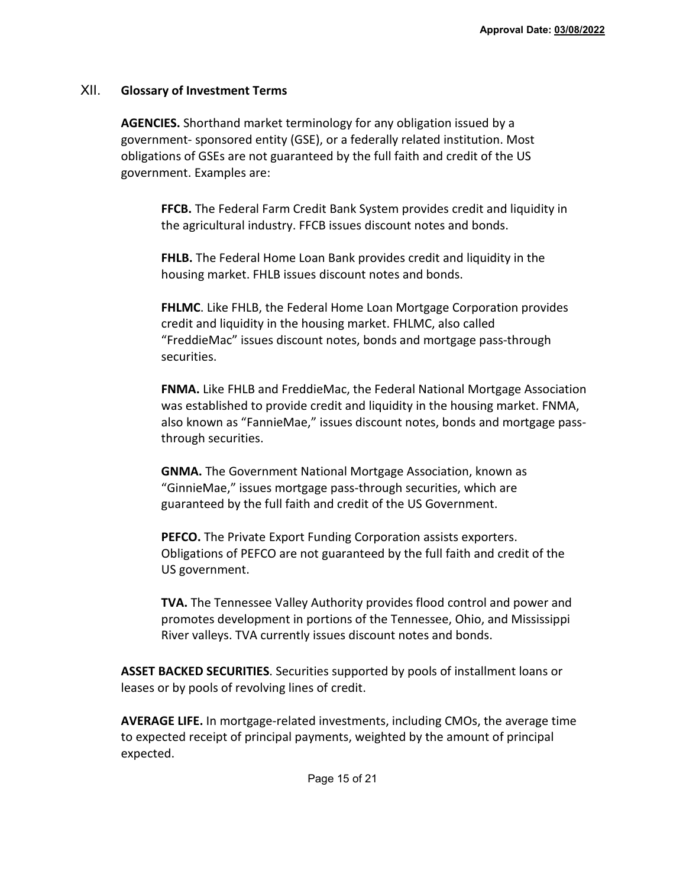## XII. Glossary of Investment Terms

**AGENCIES.** Shorthand market terminology for any obligation issued by a government- sponsored entity (GSE), or a federally related institution. Most obligations of GSEs are not guaranteed by the full faith and credit of the US government. Examples are:

> **FFCB.** The Federal Farm Credit Bank System provides credit and liquidity in the agricultural industry. FFCB issues discount notes and bonds.
>
> **FHLB.** The Federal Home Loan Bank provides credit and liquidity in the housing market. FHLB issues discount notes and bonds.
>
> **FHLMC**. Like FHLB, the Federal Home Loan Mortgage Corporation provides credit and liquidity in the housing market. FHLMC, also called "FreddieMac" issues discount notes, bonds and mortgage pass-through securities.
>
> **FNMA.** Like FHLB and FreddieMac, the Federal National Mortgage Association was established to provide credit and liquidity in the housing market. FNMA, also known as "FannieMae," issues discount notes, bonds and mortgage pass-through securities.
>
> **GNMA.** The Government National Mortgage Association, known as "GinnieMae," issues mortgage pass-through securities, which are guaranteed by the full faith and credit of the US Government.
>
> **PEFCO.** The Private Export Funding Corporation assists exporters. Obligations of PEFCO are not guaranteed by the full faith and credit of the US government.
>
> **TVA.** The Tennessee Valley Authority provides flood control and power and promotes development in portions of the Tennessee, Ohio, and Mississippi River valleys. TVA currently issues discount notes and bonds.

**ASSET BACKED SECURITIES**. Securities supported by pools of installment loans or leases or by pools of revolving lines of credit.

**AVERAGE LIFE.** In mortgage-related investments, including CMOs, the average time to expected receipt of principal payments, weighted by the amount of principal expected.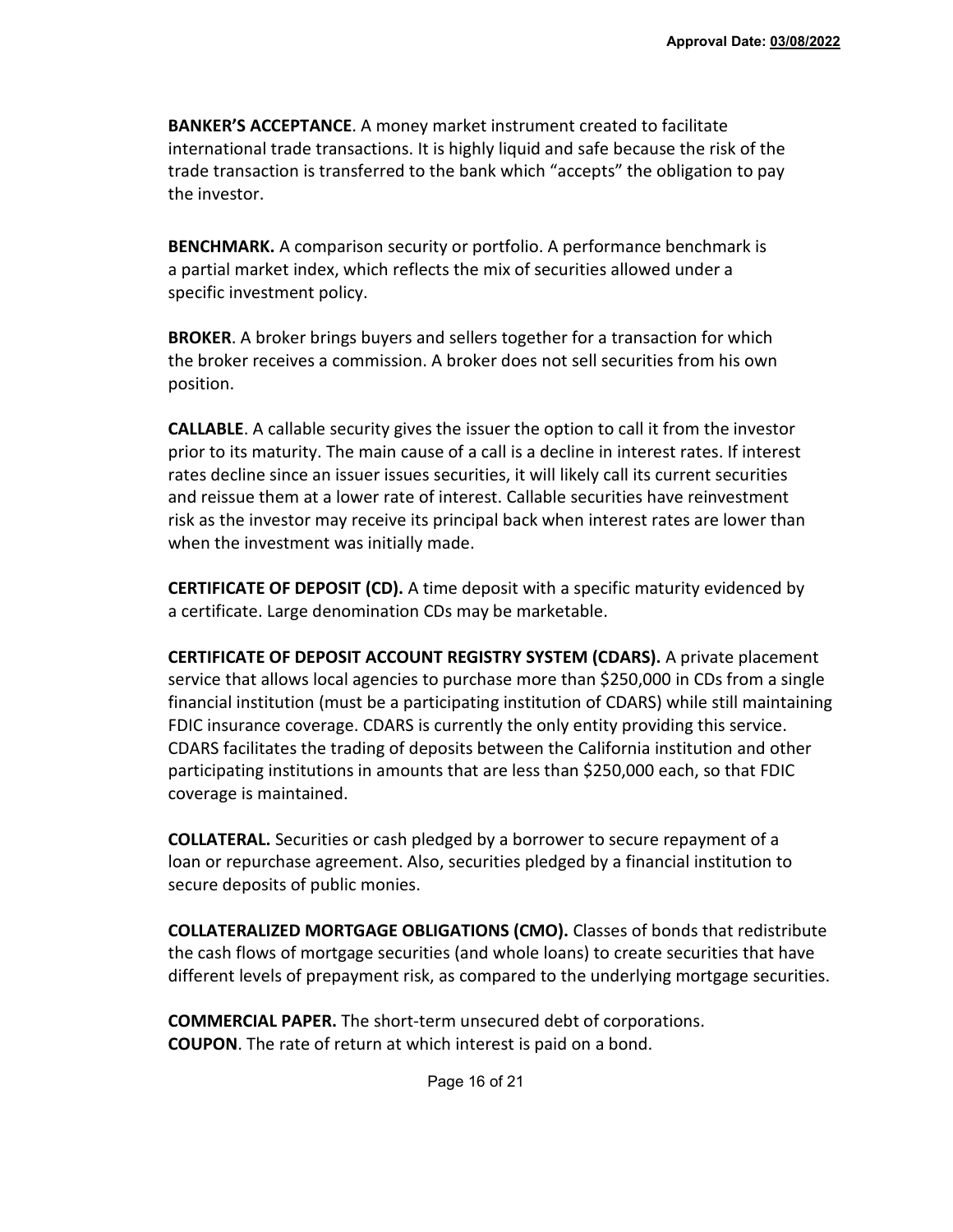**BANKER'S ACCEPTANCE**. A money market instrument created to facilitate international trade transactions. It is highly liquid and safe because the risk of the trade transaction is transferred to the bank which "accepts" the obligation to pay the investor.

**BENCHMARK.** A comparison security or portfolio. A performance benchmark is a partial market index, which reflects the mix of securities allowed under a specific investment policy.

**BROKER**. A broker brings buyers and sellers together for a transaction for which the broker receives a commission. A broker does not sell securities from his own position.

**CALLABLE**. A callable security gives the issuer the option to call it from the investor prior to its maturity. The main cause of a call is a decline in interest rates. If interest rates decline since an issuer issues securities, it will likely call its current securities and reissue them at a lower rate of interest. Callable securities have reinvestment risk as the investor may receive its principal back when interest rates are lower than when the investment was initially made.

**CERTIFICATE OF DEPOSIT (CD).** A time deposit with a specific maturity evidenced by a certificate. Large denomination CDs may be marketable.

**CERTIFICATE OF DEPOSIT ACCOUNT REGISTRY SYSTEM (CDARS).** A private placement service that allows local agencies to purchase more than $250,000 in CDs from a single financial institution (must be a participating institution of CDARS) while still maintaining FDIC insurance coverage. CDARS is currently the only entity providing this service. CDARS facilitates the trading of deposits between the California institution and other participating institutions in amounts that are less than $250,000 each, so that FDIC coverage is maintained.

**COLLATERAL.** Securities or cash pledged by a borrower to secure repayment of a loan or repurchase agreement. Also, securities pledged by a financial institution to secure deposits of public monies.

**COLLATERALIZED MORTGAGE OBLIGATIONS (CMO).** Classes of bonds that redistribute the cash flows of mortgage securities (and whole loans) to create securities that have different levels of prepayment risk, as compared to the underlying mortgage securities.

**COMMERCIAL PAPER.** The short-term unsecured debt of corporations.

**COUPON**. The rate of return at which interest is paid on a bond.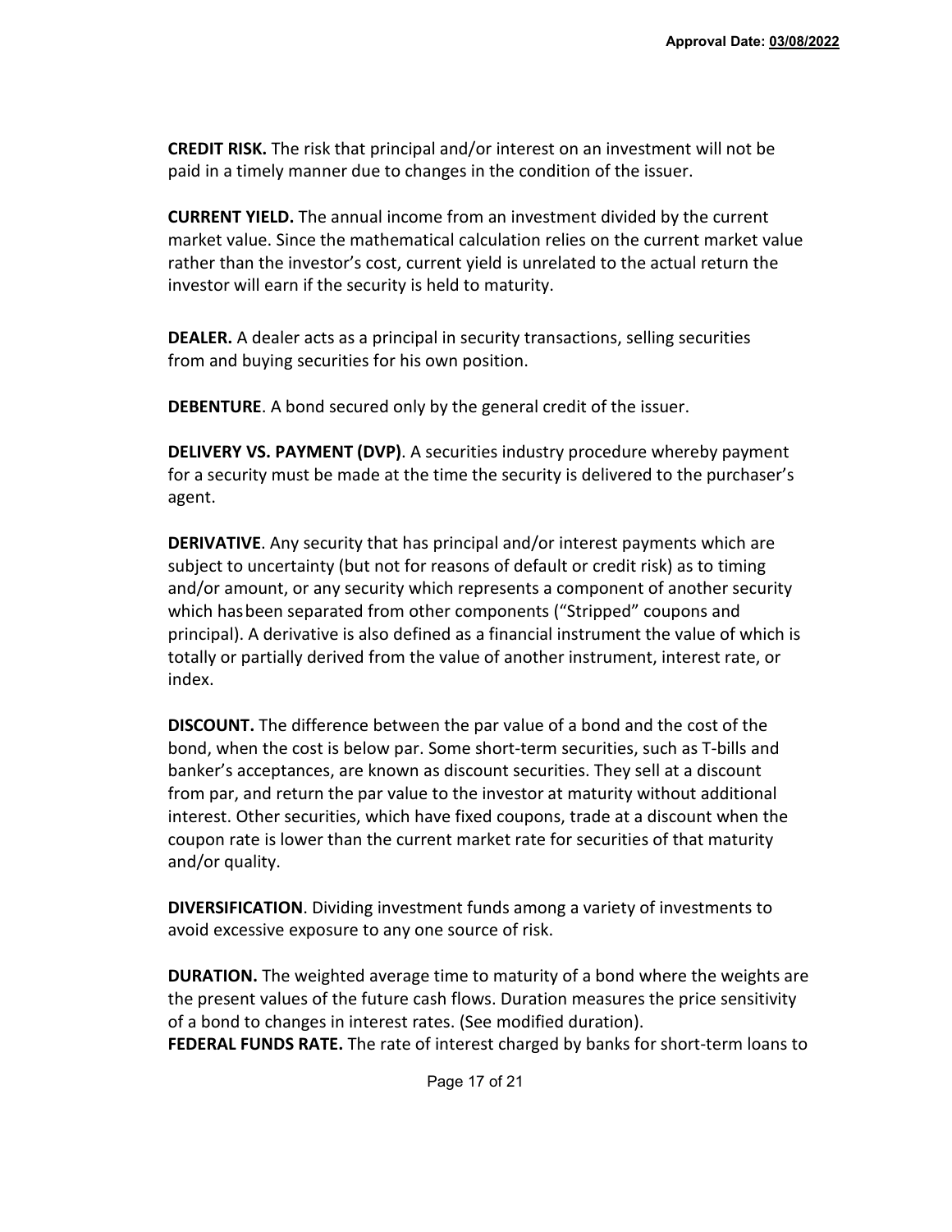**CREDIT RISK.** The risk that principal and/or interest on an investment will not be paid in a timely manner due to changes in the condition of the issuer.

**CURRENT YIELD.** The annual income from an investment divided by the current market value. Since the mathematical calculation relies on the current market value rather than the investor's cost, current yield is unrelated to the actual return the investor will earn if the security is held to maturity.

**DEALER.** A dealer acts as a principal in security transactions, selling securities from and buying securities for his own position.

**DEBENTURE**. A bond secured only by the general credit of the issuer.

**DELIVERY VS. PAYMENT (DVP)**. A securities industry procedure whereby payment for a security must be made at the time the security is delivered to the purchaser's agent.

**DERIVATIVE**. Any security that has principal and/or interest payments which are subject to uncertainty (but not for reasons of default or credit risk) as to timing and/or amount, or any security which represents a component of another security which hasbeen separated from other components ("Stripped" coupons and principal). A derivative is also defined as a financial instrument the value of which is totally or partially derived from the value of another instrument, interest rate, or index.

**DISCOUNT.** The difference between the par value of a bond and the cost of the bond, when the cost is below par. Some short-term securities, such as T-bills and banker's acceptances, are known as discount securities. They sell at a discount from par, and return the par value to the investor at maturity without additional interest. Other securities, which have fixed coupons, trade at a discount when the coupon rate is lower than the current market rate for securities of that maturity and/or quality.

**DIVERSIFICATION**. Dividing investment funds among a variety of investments to avoid excessive exposure to any one source of risk.

**DURATION.** The weighted average time to maturity of a bond where the weights are the present values of the future cash flows. Duration measures the price sensitivity of a bond to changes in interest rates. (See modified duration).

**FEDERAL FUNDS RATE.** The rate of interest charged by banks for short-term loans to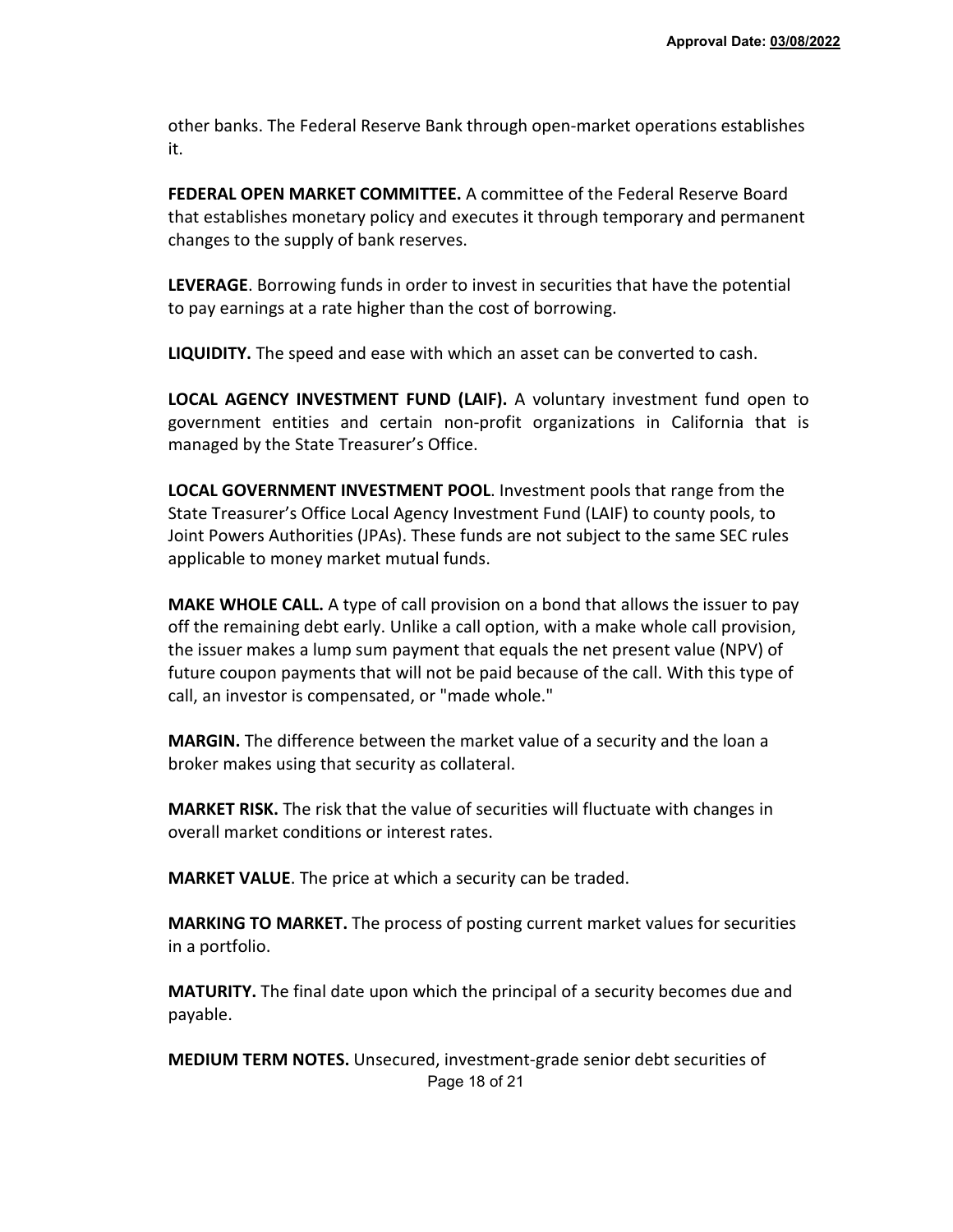other banks. The Federal Reserve Bank through open-market operations establishes it.

**FEDERAL OPEN MARKET COMMITTEE.** A committee of the Federal Reserve Board that establishes monetary policy and executes it through temporary and permanent changes to the supply of bank reserves.

**LEVERAGE**. Borrowing funds in order to invest in securities that have the potential to pay earnings at a rate higher than the cost of borrowing.

**LIQUIDITY.** The speed and ease with which an asset can be converted to cash.

**LOCAL AGENCY INVESTMENT FUND (LAIF).** A voluntary investment fund open to government entities and certain non-profit organizations in California that is managed by the State Treasurer's Office.

**LOCAL GOVERNMENT INVESTMENT POOL**. Investment pools that range from the State Treasurer's Office Local Agency Investment Fund (LAIF) to county pools, to Joint Powers Authorities (JPAs). These funds are not subject to the same SEC rules applicable to money market mutual funds.

**MAKE WHOLE CALL.** A type of call provision on a bond that allows the issuer to pay off the remaining debt early. Unlike a call option, with a make whole call provision, the issuer makes a lump sum payment that equals the net present value (NPV) of future coupon payments that will not be paid because of the call. With this type of call, an investor is compensated, or "made whole."

**MARGIN.** The difference between the market value of a security and the loan a broker makes using that security as collateral.

**MARKET RISK.** The risk that the value of securities will fluctuate with changes in overall market conditions or interest rates.

**MARKET VALUE**. The price at which a security can be traded.

**MARKING TO MARKET.** The process of posting current market values for securities in a portfolio.

**MATURITY.** The final date upon which the principal of a security becomes due and payable.

**MEDIUM TERM NOTES.** Unsecured, investment-grade senior debt securities of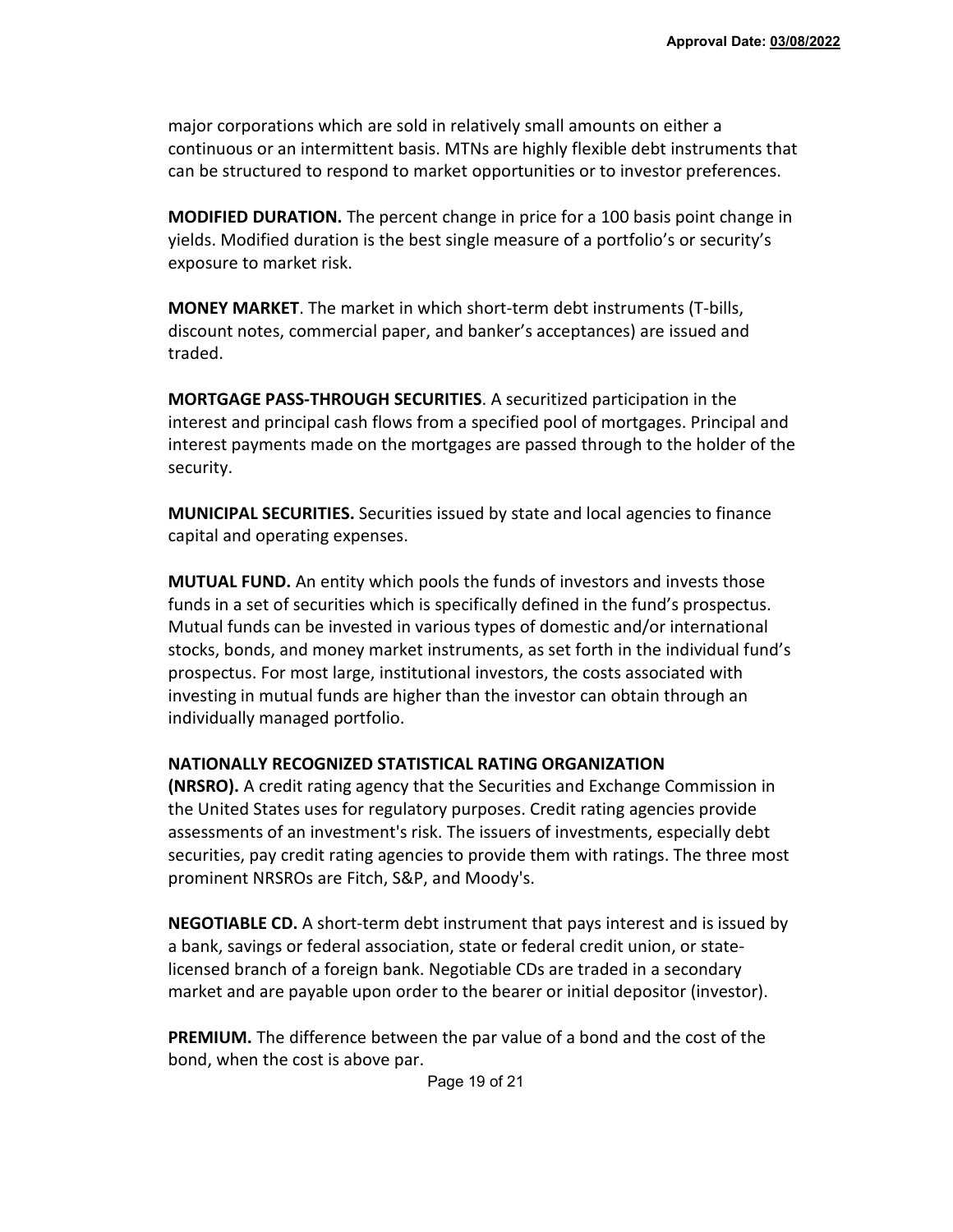major corporations which are sold in relatively small amounts on either a continuous or an intermittent basis. MTNs are highly flexible debt instruments that can be structured to respond to market opportunities or to investor preferences.

**MODIFIED DURATION.** The percent change in price for a 100 basis point change in yields. Modified duration is the best single measure of a portfolio's or security's exposure to market risk.

**MONEY MARKET**. The market in which short-term debt instruments (T-bills, discount notes, commercial paper, and banker's acceptances) are issued and traded.

**MORTGAGE PASS-THROUGH SECURITIES**. A securitized participation in the interest and principal cash flows from a specified pool of mortgages. Principal and interest payments made on the mortgages are passed through to the holder of the security.

**MUNICIPAL SECURITIES.** Securities issued by state and local agencies to finance capital and operating expenses.

**MUTUAL FUND.** An entity which pools the funds of investors and invests those funds in a set of securities which is specifically defined in the fund's prospectus. Mutual funds can be invested in various types of domestic and/or international stocks, bonds, and money market instruments, as set forth in the individual fund's prospectus. For most large, institutional investors, the costs associated with investing in mutual funds are higher than the investor can obtain through an individually managed portfolio.

**NATIONALLY RECOGNIZED STATISTICAL RATING ORGANIZATION (NRSRO).** A credit rating agency that the Securities and Exchange Commission in the United States uses for regulatory purposes. Credit rating agencies provide assessments of an investment's risk. The issuers of investments, especially debt securities, pay credit rating agencies to provide them with ratings. The three most prominent NRSROs are Fitch, S&P, and Moody's.

**NEGOTIABLE CD.** A short-term debt instrument that pays interest and is issued by a bank, savings or federal association, state or federal credit union, or state-licensed branch of a foreign bank. Negotiable CDs are traded in a secondary market and are payable upon order to the bearer or initial depositor (investor).

**PREMIUM.** The difference between the par value of a bond and the cost of the bond, when the cost is above par.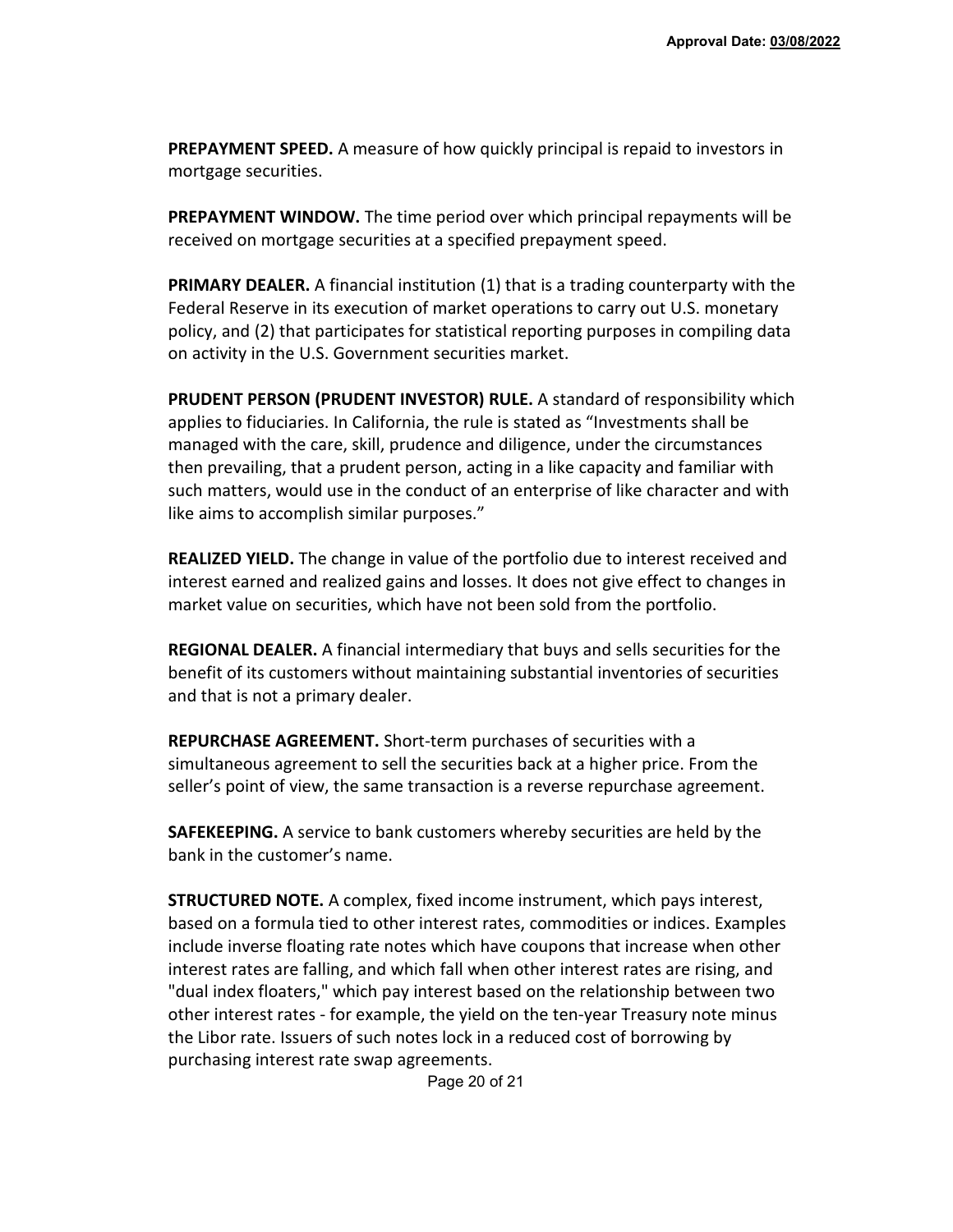**PREPAYMENT SPEED.** A measure of how quickly principal is repaid to investors in mortgage securities.

**PREPAYMENT WINDOW.** The time period over which principal repayments will be received on mortgage securities at a specified prepayment speed.

**PRIMARY DEALER.** A financial institution (1) that is a trading counterparty with the Federal Reserve in its execution of market operations to carry out U.S. monetary policy, and (2) that participates for statistical reporting purposes in compiling data on activity in the U.S. Government securities market.

**PRUDENT PERSON (PRUDENT INVESTOR) RULE.** A standard of responsibility which applies to fiduciaries. In California, the rule is stated as "Investments shall be managed with the care, skill, prudence and diligence, under the circumstances then prevailing, that a prudent person, acting in a like capacity and familiar with such matters, would use in the conduct of an enterprise of like character and with like aims to accomplish similar purposes."

**REALIZED YIELD.** The change in value of the portfolio due to interest received and interest earned and realized gains and losses. It does not give effect to changes in market value on securities, which have not been sold from the portfolio.

**REGIONAL DEALER.** A financial intermediary that buys and sells securities for the benefit of its customers without maintaining substantial inventories of securities and that is not a primary dealer.

**REPURCHASE AGREEMENT.** Short-term purchases of securities with a simultaneous agreement to sell the securities back at a higher price. From the seller's point of view, the same transaction is a reverse repurchase agreement.

**SAFEKEEPING.** A service to bank customers whereby securities are held by the bank in the customer's name.

**STRUCTURED NOTE.** A complex, fixed income instrument, which pays interest, based on a formula tied to other interest rates, commodities or indices. Examples include inverse floating rate notes which have coupons that increase when other interest rates are falling, and which fall when other interest rates are rising, and "dual index floaters," which pay interest based on the relationship between two other interest rates - for example, the yield on the ten-year Treasury note minus the Libor rate. Issuers of such notes lock in a reduced cost of borrowing by purchasing interest rate swap agreements.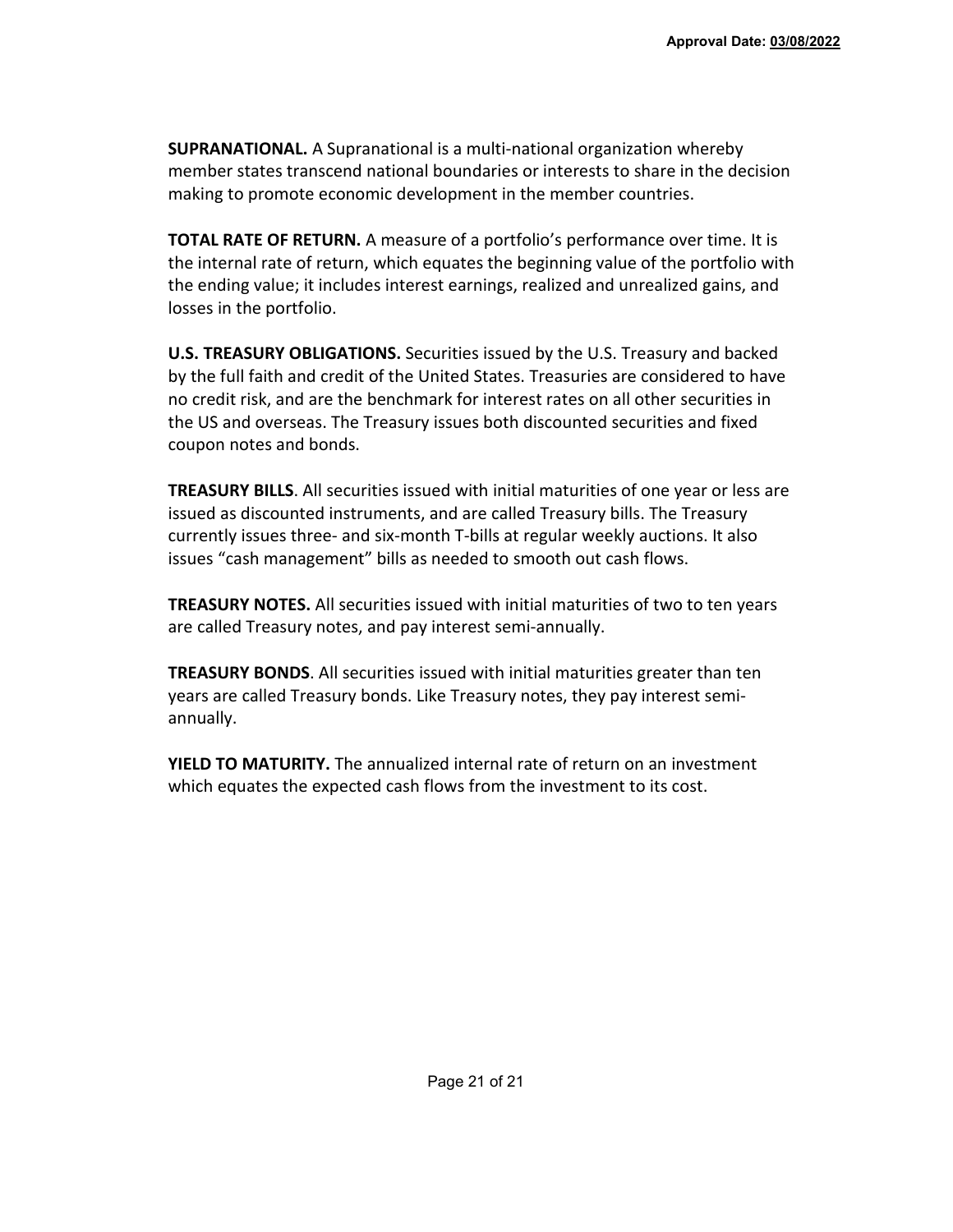**SUPRANATIONAL.** A Supranational is a multi-national organization whereby member states transcend national boundaries or interests to share in the decision making to promote economic development in the member countries.

**TOTAL RATE OF RETURN.** A measure of a portfolio's performance over time. It is the internal rate of return, which equates the beginning value of the portfolio with the ending value; it includes interest earnings, realized and unrealized gains, and losses in the portfolio.

**U.S. TREASURY OBLIGATIONS.** Securities issued by the U.S. Treasury and backed by the full faith and credit of the United States. Treasuries are considered to have no credit risk, and are the benchmark for interest rates on all other securities in the US and overseas. The Treasury issues both discounted securities and fixed coupon notes and bonds.

**TREASURY BILLS**. All securities issued with initial maturities of one year or less are issued as discounted instruments, and are called Treasury bills. The Treasury currently issues three- and six-month T-bills at regular weekly auctions. It also issues "cash management" bills as needed to smooth out cash flows.

**TREASURY NOTES.** All securities issued with initial maturities of two to ten years are called Treasury notes, and pay interest semi-annually.

**TREASURY BONDS**. All securities issued with initial maturities greater than ten years are called Treasury bonds. Like Treasury notes, they pay interest semi-annually.

**YIELD TO MATURITY.** The annualized internal rate of return on an investment which equates the expected cash flows from the investment to its cost.